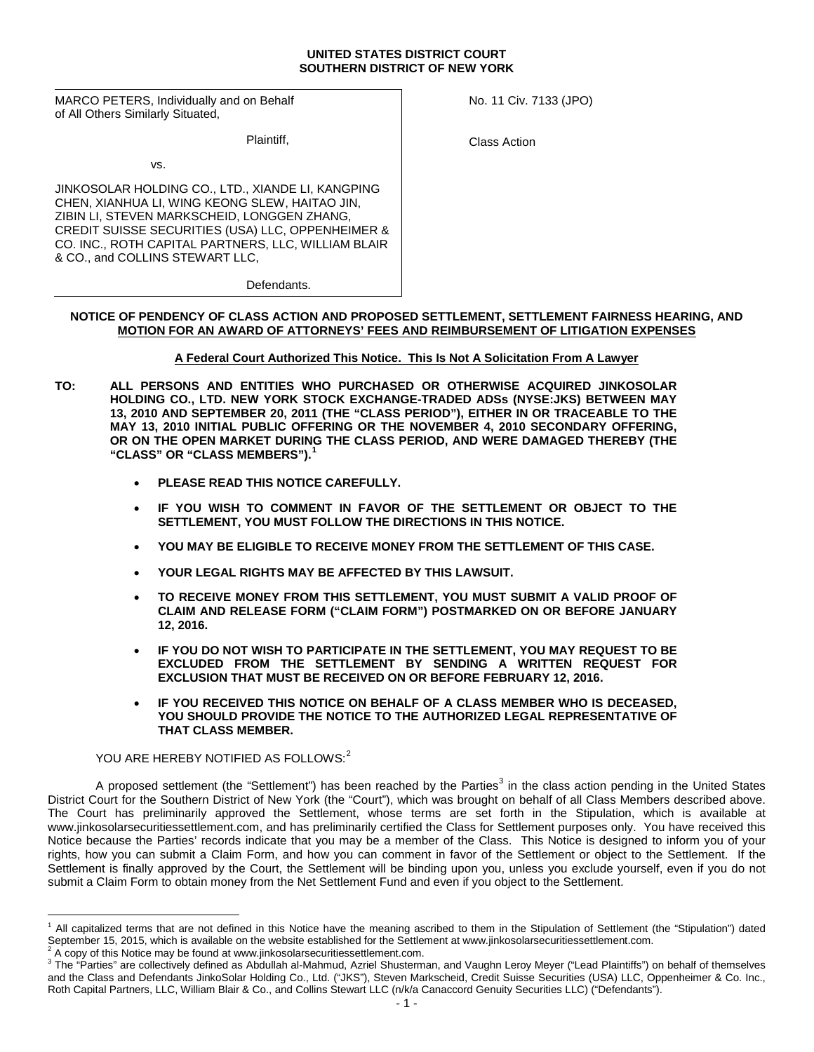**UNITED STATES DISTRICT COURT**
**SOUTHERN DISTRICT OF NEW YORK**

| | |
|---|---|
| MARCO PETERS, Individually and on Behalf of All Others Similarly Situated,<br><br>Plaintiff,<br><br>vs.<br><br>JINKOSOLAR HOLDING CO., LTD., XIANDE LI, KANGPING CHEN, XIANHUA LI, WING KEONG SLEW, HAITAO JIN, ZIBIN LI, STEVEN MARKSCHEID, LONGGEN ZHANG, CREDIT SUISSE SECURITIES (USA) LLC, OPPENHEIMER & CO. INC., ROTH CAPITAL PARTNERS, LLC, WILLIAM BLAIR & CO., and COLLINS STEWART LLC,<br><br>Defendants. | No. 11 Civ. 7133 (JPO)<br><br>Class Action |

**NOTICE OF PENDENCY OF CLASS ACTION AND PROPOSED SETTLEMENT, SETTLEMENT FAIRNESS HEARING, AND MOTION FOR AN AWARD OF ATTORNEYS' FEES AND REIMBURSEMENT OF LITIGATION EXPENSES**

**A Federal Court Authorized This Notice. This Is Not A Solicitation From A Lawyer**

**TO: ALL PERSONS AND ENTITIES WHO PURCHASED OR OTHERWISE ACQUIRED JINKOSOLAR HOLDING CO., LTD. NEW YORK STOCK EXCHANGE-TRADED ADSs (NYSE:JKS) BETWEEN MAY 13, 2010 AND SEPTEMBER 20, 2011 (THE "CLASS PERIOD"), EITHER IN OR TRACEABLE TO THE MAY 13, 2010 INITIAL PUBLIC OFFERING OR THE NOVEMBER 4, 2010 SECONDARY OFFERING, OR ON THE OPEN MARKET DURING THE CLASS PERIOD, AND WERE DAMAGED THEREBY (THE "CLASS" OR "CLASS MEMBERS").[1]**

- **PLEASE READ THIS NOTICE CAREFULLY.**
- **IF YOU WISH TO COMMENT IN FAVOR OF THE SETTLEMENT OR OBJECT TO THE SETTLEMENT, YOU MUST FOLLOW THE DIRECTIONS IN THIS NOTICE.**
- **YOU MAY BE ELIGIBLE TO RECEIVE MONEY FROM THE SETTLEMENT OF THIS CASE.**
- **YOUR LEGAL RIGHTS MAY BE AFFECTED BY THIS LAWSUIT.**
- **TO RECEIVE MONEY FROM THIS SETTLEMENT, YOU MUST SUBMIT A VALID PROOF OF CLAIM AND RELEASE FORM ("CLAIM FORM") POSTMARKED ON OR BEFORE JANUARY 12, 2016.**
- **IF YOU DO NOT WISH TO PARTICIPATE IN THE SETTLEMENT, YOU MAY REQUEST TO BE EXCLUDED FROM THE SETTLEMENT BY SENDING A WRITTEN REQUEST FOR EXCLUSION THAT MUST BE RECEIVED ON OR BEFORE FEBRUARY 12, 2016.**
- **IF YOU RECEIVED THIS NOTICE ON BEHALF OF A CLASS MEMBER WHO IS DECEASED, YOU SHOULD PROVIDE THE NOTICE TO THE AUTHORIZED LEGAL REPRESENTATIVE OF THAT CLASS MEMBER.**

YOU ARE HEREBY NOTIFIED AS FOLLOWS:[2]

A proposed settlement (the "Settlement") has been reached by the Parties[3] in the class action pending in the United States District Court for the Southern District of New York (the "Court"), which was brought on behalf of all Class Members described above. The Court has preliminarily approved the Settlement, whose terms are set forth in the Stipulation, which is available at www.jinkosolarsecuritiessettlement.com, and has preliminarily certified the Class for Settlement purposes only. You have received this Notice because the Parties' records indicate that you may be a member of the Class. This Notice is designed to inform you of your rights, how you can submit a Claim Form, and how you can comment in favor of the Settlement or object to the Settlement. If the Settlement is finally approved by the Court, the Settlement will be binding upon you, unless you exclude yourself, even if you do not submit a Claim Form to obtain money from the Net Settlement Fund and even if you object to the Settlement.

---

[1] All capitalized terms that are not defined in this Notice have the meaning ascribed to them in the Stipulation of Settlement (the "Stipulation") dated September 15, 2015, which is available on the website established for the Settlement at www.jinkosolarsecuritiessettlement.com.

[2] A copy of this Notice may be found at www.jinkosolarsecuritiessettlement.com.

[3] The "Parties" are collectively defined as Abdullah al-Mahmud, Azriel Shusterman, and Vaughn Leroy Meyer ("Lead Plaintiffs") on behalf of themselves and the Class and Defendants JinkoSolar Holding Co., Ltd. ("JKS"), Steven Markscheid, Credit Suisse Securities (USA) LLC, Oppenheimer & Co. Inc., Roth Capital Partners, LLC, William Blair & Co., and Collins Stewart LLC (n/k/a Canaccord Genuity Securities LLC) ("Defendants").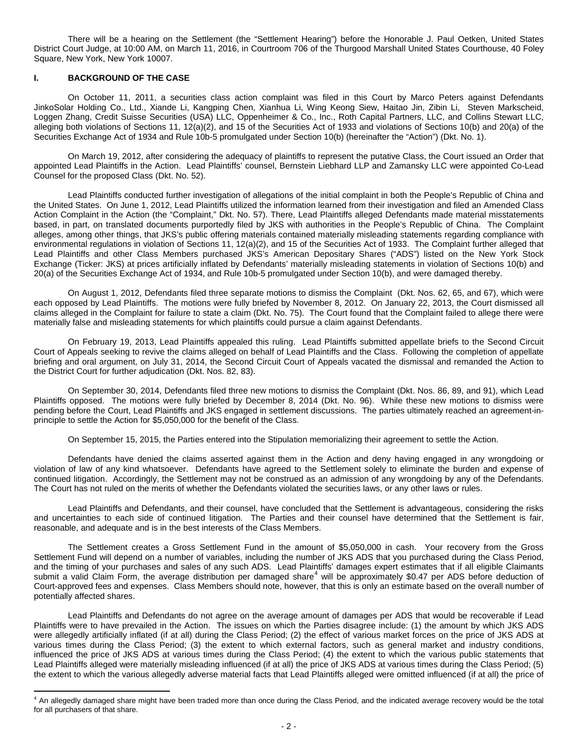There will be a hearing on the Settlement (the "Settlement Hearing") before the Honorable J. Paul Oetken, United States District Court Judge, at 10:00 AM, on March 11, 2016, in Courtroom 706 of the Thurgood Marshall United States Courthouse, 40 Foley Square, New York, New York 10007.

## I. BACKGROUND OF THE CASE

On October 11, 2011, a securities class action complaint was filed in this Court by Marco Peters against Defendants JinkoSolar Holding Co., Ltd., Xiande Li, Kangping Chen, Xianhua Li, Wing Keong Siew, Haitao Jin, Zibin Li, Steven Markscheid, Loggen Zhang, Credit Suisse Securities (USA) LLC, Oppenheimer & Co., Inc., Roth Capital Partners, LLC, and Collins Stewart LLC, alleging both violations of Sections 11, 12(a)(2), and 15 of the Securities Act of 1933 and violations of Sections 10(b) and 20(a) of the Securities Exchange Act of 1934 and Rule 10b-5 promulgated under Section 10(b) (hereinafter the "Action") (Dkt. No. 1).

On March 19, 2012, after considering the adequacy of plaintiffs to represent the putative Class, the Court issued an Order that appointed Lead Plaintiffs in the Action. Lead Plaintiffs' counsel, Bernstein Liebhard LLP and Zamansky LLC were appointed Co-Lead Counsel for the proposed Class (Dkt. No. 52).

Lead Plaintiffs conducted further investigation of allegations of the initial complaint in both the People's Republic of China and the United States. On June 1, 2012, Lead Plaintiffs utilized the information learned from their investigation and filed an Amended Class Action Complaint in the Action (the "Complaint," Dkt. No. 57). There, Lead Plaintiffs alleged Defendants made material misstatements based, in part, on translated documents purportedly filed by JKS with authorities in the People's Republic of China. The Complaint alleges, among other things, that JKS's public offering materials contained materially misleading statements regarding compliance with environmental regulations in violation of Sections 11, 12(a)(2), and 15 of the Securities Act of 1933. The Complaint further alleged that Lead Plaintiffs and other Class Members purchased JKS's American Depositary Shares ("ADS") listed on the New York Stock Exchange (Ticker: JKS) at prices artificially inflated by Defendants' materially misleading statements in violation of Sections 10(b) and 20(a) of the Securities Exchange Act of 1934, and Rule 10b-5 promulgated under Section 10(b), and were damaged thereby.

On August 1, 2012, Defendants filed three separate motions to dismiss the Complaint (Dkt. Nos. 62, 65, and 67), which were each opposed by Lead Plaintiffs. The motions were fully briefed by November 8, 2012. On January 22, 2013, the Court dismissed all claims alleged in the Complaint for failure to state a claim (Dkt. No. 75). The Court found that the Complaint failed to allege there were materially false and misleading statements for which plaintiffs could pursue a claim against Defendants.

On February 19, 2013, Lead Plaintiffs appealed this ruling. Lead Plaintiffs submitted appellate briefs to the Second Circuit Court of Appeals seeking to revive the claims alleged on behalf of Lead Plaintiffs and the Class. Following the completion of appellate briefing and oral argument, on July 31, 2014, the Second Circuit Court of Appeals vacated the dismissal and remanded the Action to the District Court for further adjudication (Dkt. Nos. 82, 83).

On September 30, 2014, Defendants filed three new motions to dismiss the Complaint (Dkt. Nos. 86, 89, and 91), which Lead Plaintiffs opposed. The motions were fully briefed by December 8, 2014 (Dkt. No. 96). While these new motions to dismiss were pending before the Court, Lead Plaintiffs and JKS engaged in settlement discussions. The parties ultimately reached an agreement-in-principle to settle the Action for $5,050,000 for the benefit of the Class.

On September 15, 2015, the Parties entered into the Stipulation memorializing their agreement to settle the Action.

Defendants have denied the claims asserted against them in the Action and deny having engaged in any wrongdoing or violation of law of any kind whatsoever. Defendants have agreed to the Settlement solely to eliminate the burden and expense of continued litigation. Accordingly, the Settlement may not be construed as an admission of any wrongdoing by any of the Defendants. The Court has not ruled on the merits of whether the Defendants violated the securities laws, or any other laws or rules.

Lead Plaintiffs and Defendants, and their counsel, have concluded that the Settlement is advantageous, considering the risks and uncertainties to each side of continued litigation. The Parties and their counsel have determined that the Settlement is fair, reasonable, and adequate and is in the best interests of the Class Members.

The Settlement creates a Gross Settlement Fund in the amount of $5,050,000 in cash. Your recovery from the Gross Settlement Fund will depend on a number of variables, including the number of JKS ADS that you purchased during the Class Period, and the timing of your purchases and sales of any such ADS. Lead Plaintiffs' damages expert estimates that if all eligible Claimants submit a valid Claim Form, the average distribution per damaged share[4] will be approximately $0.47 per ADS before deduction of Court-approved fees and expenses. Class Members should note, however, that this is only an estimate based on the overall number of potentially affected shares.

Lead Plaintiffs and Defendants do not agree on the average amount of damages per ADS that would be recoverable if Lead Plaintiffs were to have prevailed in the Action. The issues on which the Parties disagree include: (1) the amount by which JKS ADS were allegedly artificially inflated (if at all) during the Class Period; (2) the effect of various market forces on the price of JKS ADS at various times during the Class Period; (3) the extent to which external factors, such as general market and industry conditions, influenced the price of JKS ADS at various times during the Class Period; (4) the extent to which the various public statements that Lead Plaintiffs alleged were materially misleading influenced (if at all) the price of JKS ADS at various times during the Class Period; (5) the extent to which the various allegedly adverse material facts that Lead Plaintiffs alleged were omitted influenced (if at all) the price of

[4] An allegedly damaged share might have been traded more than once during the Class Period, and the indicated average recovery would be the total for all purchasers of that share.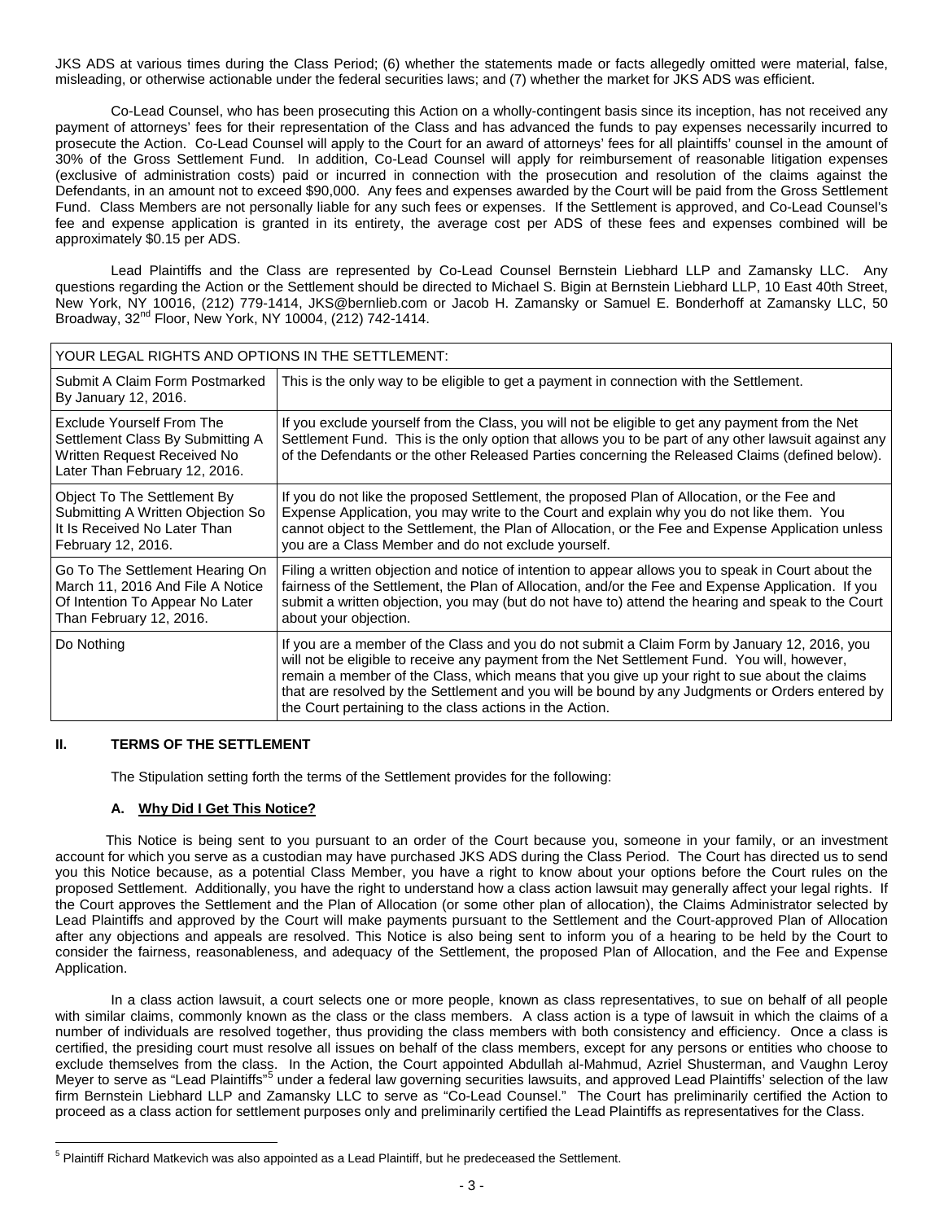JKS ADS at various times during the Class Period; (6) whether the statements made or facts allegedly omitted were material, false, misleading, or otherwise actionable under the federal securities laws; and (7) whether the market for JKS ADS was efficient.

Co-Lead Counsel, who has been prosecuting this Action on a wholly-contingent basis since its inception, has not received any payment of attorneys' fees for their representation of the Class and has advanced the funds to pay expenses necessarily incurred to prosecute the Action. Co-Lead Counsel will apply to the Court for an award of attorneys' fees for all plaintiffs' counsel in the amount of 30% of the Gross Settlement Fund. In addition, Co-Lead Counsel will apply for reimbursement of reasonable litigation expenses (exclusive of administration costs) paid or incurred in connection with the prosecution and resolution of the claims against the Defendants, in an amount not to exceed $90,000. Any fees and expenses awarded by the Court will be paid from the Gross Settlement Fund. Class Members are not personally liable for any such fees or expenses. If the Settlement is approved, and Co-Lead Counsel's fee and expense application is granted in its entirety, the average cost per ADS of these fees and expenses combined will be approximately $0.15 per ADS.

Lead Plaintiffs and the Class are represented by Co-Lead Counsel Bernstein Liebhard LLP and Zamansky LLC. Any questions regarding the Action or the Settlement should be directed to Michael S. Bigin at Bernstein Liebhard LLP, 10 East 40th Street, New York, NY 10016, (212) 779-1414, JKS@bernlieb.com or Jacob H. Zamansky or Samuel E. Bonderhoff at Zamansky LLC, 50 Broadway, 32nd Floor, New York, NY 10004, (212) 742-1414.

| YOUR LEGAL RIGHTS AND OPTIONS IN THE SETTLEMENT: | |
|---|---|
| Submit A Claim Form Postmarked By January 12, 2016. | This is the only way to be eligible to get a payment in connection with the Settlement. |
| Exclude Yourself From The Settlement Class By Submitting A Written Request Received No Later Than February 12, 2016. | If you exclude yourself from the Class, you will not be eligible to get any payment from the Net Settlement Fund. This is the only option that allows you to be part of any other lawsuit against any of the Defendants or the other Released Parties concerning the Released Claims (defined below). |
| Object To The Settlement By Submitting A Written Objection So It Is Received No Later Than February 12, 2016. | If you do not like the proposed Settlement, the proposed Plan of Allocation, or the Fee and Expense Application, you may write to the Court and explain why you do not like them. You cannot object to the Settlement, the Plan of Allocation, or the Fee and Expense Application unless you are a Class Member and do not exclude yourself. |
| Go To The Settlement Hearing On March 11, 2016 And File A Notice Of Intention To Appear No Later Than February 12, 2016. | Filing a written objection and notice of intention to appear allows you to speak in Court about the fairness of the Settlement, the Plan of Allocation, and/or the Fee and Expense Application. If you submit a written objection, you may (but do not have to) attend the hearing and speak to the Court about your objection. |
| Do Nothing | If you are a member of the Class and you do not submit a Claim Form by January 12, 2016, you will not be eligible to receive any payment from the Net Settlement Fund. You will, however, remain a member of the Class, which means that you give up your right to sue about the claims that are resolved by the Settlement and you will be bound by any Judgments or Orders entered by the Court pertaining to the class actions in the Action. |

## II. TERMS OF THE SETTLEMENT

The Stipulation setting forth the terms of the Settlement provides for the following:

### A. Why Did I Get This Notice?

This Notice is being sent to you pursuant to an order of the Court because you, someone in your family, or an investment account for which you serve as a custodian may have purchased JKS ADS during the Class Period. The Court has directed us to send you this Notice because, as a potential Class Member, you have a right to know about your options before the Court rules on the proposed Settlement. Additionally, you have the right to understand how a class action lawsuit may generally affect your legal rights. If the Court approves the Settlement and the Plan of Allocation (or some other plan of allocation), the Claims Administrator selected by Lead Plaintiffs and approved by the Court will make payments pursuant to the Settlement and the Court-approved Plan of Allocation after any objections and appeals are resolved. This Notice is also being sent to inform you of a hearing to be held by the Court to consider the fairness, reasonableness, and adequacy of the Settlement, the proposed Plan of Allocation, and the Fee and Expense Application.

In a class action lawsuit, a court selects one or more people, known as class representatives, to sue on behalf of all people with similar claims, commonly known as the class or the class members. A class action is a type of lawsuit in which the claims of a number of individuals are resolved together, thus providing the class members with both consistency and efficiency. Once a class is certified, the presiding court must resolve all issues on behalf of the class members, except for any persons or entities who choose to exclude themselves from the class. In the Action, the Court appointed Abdullah al-Mahmud, Azriel Shusterman, and Vaughn Leroy Meyer to serve as "Lead Plaintiffs"[5] under a federal law governing securities lawsuits, and approved Lead Plaintiffs' selection of the law firm Bernstein Liebhard LLP and Zamansky LLC to serve as "Co-Lead Counsel." The Court has preliminarily certified the Action to proceed as a class action for settlement purposes only and preliminarily certified the Lead Plaintiffs as representatives for the Class.

[5] Plaintiff Richard Matkevich was also appointed as a Lead Plaintiff, but he predeceased the Settlement.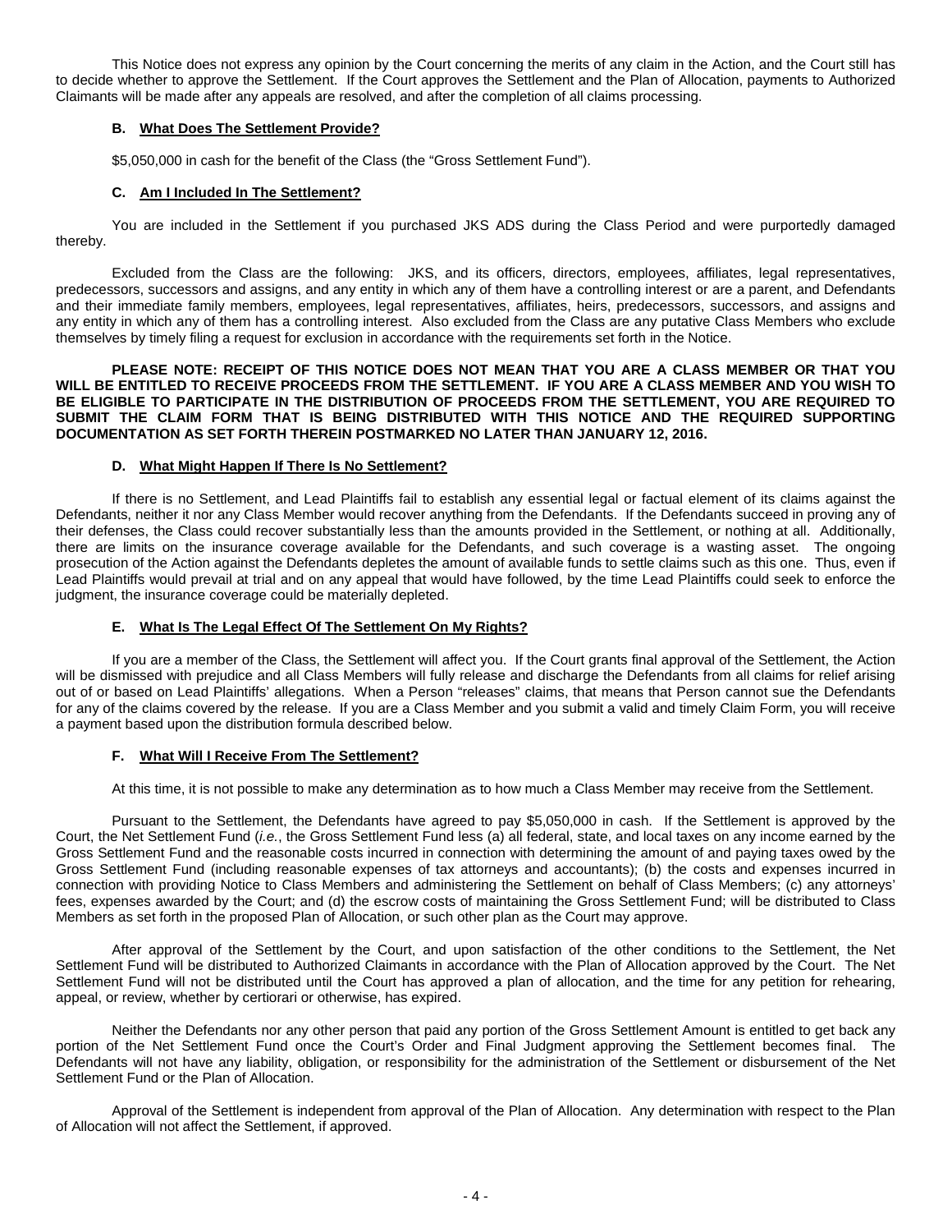This Notice does not express any opinion by the Court concerning the merits of any claim in the Action, and the Court still has to decide whether to approve the Settlement. If the Court approves the Settlement and the Plan of Allocation, payments to Authorized Claimants will be made after any appeals are resolved, and after the completion of all claims processing.

### B. What Does The Settlement Provide?

$5,050,000 in cash for the benefit of the Class (the "Gross Settlement Fund").

### C. Am I Included In The Settlement?

You are included in the Settlement if you purchased JKS ADS during the Class Period and were purportedly damaged thereby.

Excluded from the Class are the following: JKS, and its officers, directors, employees, affiliates, legal representatives, predecessors, successors and assigns, and any entity in which any of them have a controlling interest or are a parent, and Defendants and their immediate family members, employees, legal representatives, affiliates, heirs, predecessors, successors, and assigns and any entity in which any of them has a controlling interest. Also excluded from the Class are any putative Class Members who exclude themselves by timely filing a request for exclusion in accordance with the requirements set forth in the Notice.

**PLEASE NOTE: RECEIPT OF THIS NOTICE DOES NOT MEAN THAT YOU ARE A CLASS MEMBER OR THAT YOU WILL BE ENTITLED TO RECEIVE PROCEEDS FROM THE SETTLEMENT. IF YOU ARE A CLASS MEMBER AND YOU WISH TO BE ELIGIBLE TO PARTICIPATE IN THE DISTRIBUTION OF PROCEEDS FROM THE SETTLEMENT, YOU ARE REQUIRED TO SUBMIT THE CLAIM FORM THAT IS BEING DISTRIBUTED WITH THIS NOTICE AND THE REQUIRED SUPPORTING DOCUMENTATION AS SET FORTH THEREIN POSTMARKED NO LATER THAN JANUARY 12, 2016.**

### D. What Might Happen If There Is No Settlement?

If there is no Settlement, and Lead Plaintiffs fail to establish any essential legal or factual element of its claims against the Defendants, neither it nor any Class Member would recover anything from the Defendants. If the Defendants succeed in proving any of their defenses, the Class could recover substantially less than the amounts provided in the Settlement, or nothing at all. Additionally, there are limits on the insurance coverage available for the Defendants, and such coverage is a wasting asset. The ongoing prosecution of the Action against the Defendants depletes the amount of available funds to settle claims such as this one. Thus, even if Lead Plaintiffs would prevail at trial and on any appeal that would have followed, by the time Lead Plaintiffs could seek to enforce the judgment, the insurance coverage could be materially depleted.

### E. What Is The Legal Effect Of The Settlement On My Rights?

If you are a member of the Class, the Settlement will affect you. If the Court grants final approval of the Settlement, the Action will be dismissed with prejudice and all Class Members will fully release and discharge the Defendants from all claims for relief arising out of or based on Lead Plaintiffs' allegations. When a Person "releases" claims, that means that Person cannot sue the Defendants for any of the claims covered by the release. If you are a Class Member and you submit a valid and timely Claim Form, you will receive a payment based upon the distribution formula described below.

### F. What Will I Receive From The Settlement?

At this time, it is not possible to make any determination as to how much a Class Member may receive from the Settlement.

Pursuant to the Settlement, the Defendants have agreed to pay $5,050,000 in cash. If the Settlement is approved by the Court, the Net Settlement Fund (*i.e.*, the Gross Settlement Fund less (a) all federal, state, and local taxes on any income earned by the Gross Settlement Fund and the reasonable costs incurred in connection with determining the amount of and paying taxes owed by the Gross Settlement Fund (including reasonable expenses of tax attorneys and accountants); (b) the costs and expenses incurred in connection with providing Notice to Class Members and administering the Settlement on behalf of Class Members; (c) any attorneys' fees, expenses awarded by the Court; and (d) the escrow costs of maintaining the Gross Settlement Fund; will be distributed to Class Members as set forth in the proposed Plan of Allocation, or such other plan as the Court may approve.

After approval of the Settlement by the Court, and upon satisfaction of the other conditions to the Settlement, the Net Settlement Fund will be distributed to Authorized Claimants in accordance with the Plan of Allocation approved by the Court. The Net Settlement Fund will not be distributed until the Court has approved a plan of allocation, and the time for any petition for rehearing, appeal, or review, whether by certiorari or otherwise, has expired.

Neither the Defendants nor any other person that paid any portion of the Gross Settlement Amount is entitled to get back any portion of the Net Settlement Fund once the Court's Order and Final Judgment approving the Settlement becomes final. The Defendants will not have any liability, obligation, or responsibility for the administration of the Settlement or disbursement of the Net Settlement Fund or the Plan of Allocation.

Approval of the Settlement is independent from approval of the Plan of Allocation. Any determination with respect to the Plan of Allocation will not affect the Settlement, if approved.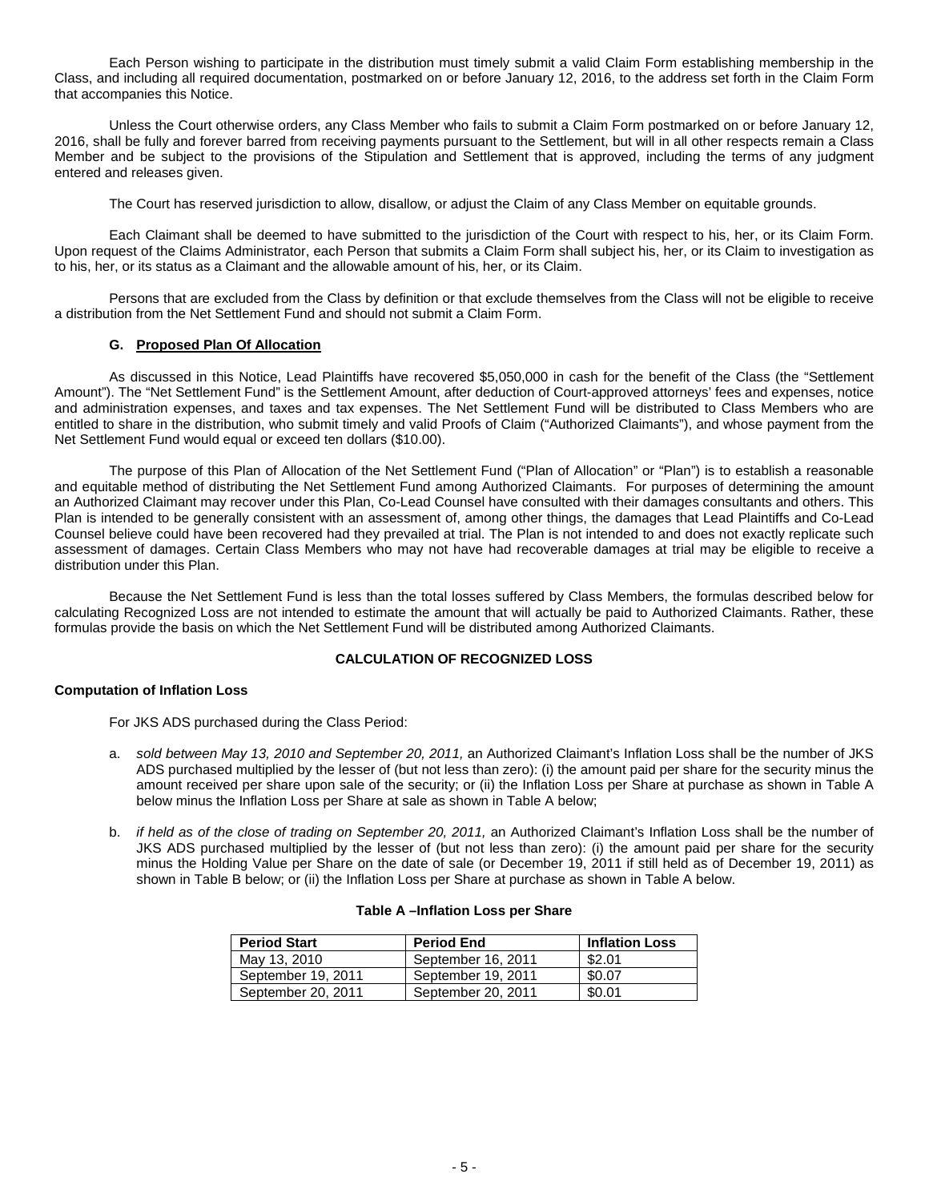Each Person wishing to participate in the distribution must timely submit a valid Claim Form establishing membership in the Class, and including all required documentation, postmarked on or before January 12, 2016, to the address set forth in the Claim Form that accompanies this Notice.

Unless the Court otherwise orders, any Class Member who fails to submit a Claim Form postmarked on or before January 12, 2016, shall be fully and forever barred from receiving payments pursuant to the Settlement, but will in all other respects remain a Class Member and be subject to the provisions of the Stipulation and Settlement that is approved, including the terms of any judgment entered and releases given.

The Court has reserved jurisdiction to allow, disallow, or adjust the Claim of any Class Member on equitable grounds.

Each Claimant shall be deemed to have submitted to the jurisdiction of the Court with respect to his, her, or its Claim Form. Upon request of the Claims Administrator, each Person that submits a Claim Form shall subject his, her, or its Claim to investigation as to his, her, or its status as a Claimant and the allowable amount of his, her, or its Claim.

Persons that are excluded from the Class by definition or that exclude themselves from the Class will not be eligible to receive a distribution from the Net Settlement Fund and should not submit a Claim Form.

### G. Proposed Plan Of Allocation

As discussed in this Notice, Lead Plaintiffs have recovered $5,050,000 in cash for the benefit of the Class (the "Settlement Amount"). The "Net Settlement Fund" is the Settlement Amount, after deduction of Court-approved attorneys' fees and expenses, notice and administration expenses, and taxes and tax expenses. The Net Settlement Fund will be distributed to Class Members who are entitled to share in the distribution, who submit timely and valid Proofs of Claim ("Authorized Claimants"), and whose payment from the Net Settlement Fund would equal or exceed ten dollars ($10.00).

The purpose of this Plan of Allocation of the Net Settlement Fund ("Plan of Allocation" or "Plan") is to establish a reasonable and equitable method of distributing the Net Settlement Fund among Authorized Claimants. For purposes of determining the amount an Authorized Claimant may recover under this Plan, Co-Lead Counsel have consulted with their damages consultants and others. This Plan is intended to be generally consistent with an assessment of, among other things, the damages that Lead Plaintiffs and Co-Lead Counsel believe could have been recovered had they prevailed at trial. The Plan is not intended to and does not exactly replicate such assessment of damages. Certain Class Members who may not have had recoverable damages at trial may be eligible to receive a distribution under this Plan.

Because the Net Settlement Fund is less than the total losses suffered by Class Members, the formulas described below for calculating Recognized Loss are not intended to estimate the amount that will actually be paid to Authorized Claimants. Rather, these formulas provide the basis on which the Net Settlement Fund will be distributed among Authorized Claimants.

**CALCULATION OF RECOGNIZED LOSS**

**Computation of Inflation Loss**

For JKS ADS purchased during the Class Period:

a. *sold between May 13, 2010 and September 20, 2011,* an Authorized Claimant's Inflation Loss shall be the number of JKS ADS purchased multiplied by the lesser of (but not less than zero): (i) the amount paid per share for the security minus the amount received per share upon sale of the security; or (ii) the Inflation Loss per Share at purchase as shown in Table A below minus the Inflation Loss per Share at sale as shown in Table A below;

b. *if held as of the close of trading on September 20, 2011,* an Authorized Claimant's Inflation Loss shall be the number of JKS ADS purchased multiplied by the lesser of (but not less than zero): (i) the amount paid per share for the security minus the Holding Value per Share on the date of sale (or December 19, 2011 if still held as of December 19, 2011) as shown in Table B below; or (ii) the Inflation Loss per Share at purchase as shown in Table A below.

**Table A –Inflation Loss per Share**

| Period Start | Period End | Inflation Loss |
|---|---|---|
| May 13, 2010 | September 16, 2011 | $2.01 |
| September 19, 2011 | September 19, 2011 | $0.07 |
| September 20, 2011 | September 20, 2011 | $0.01 |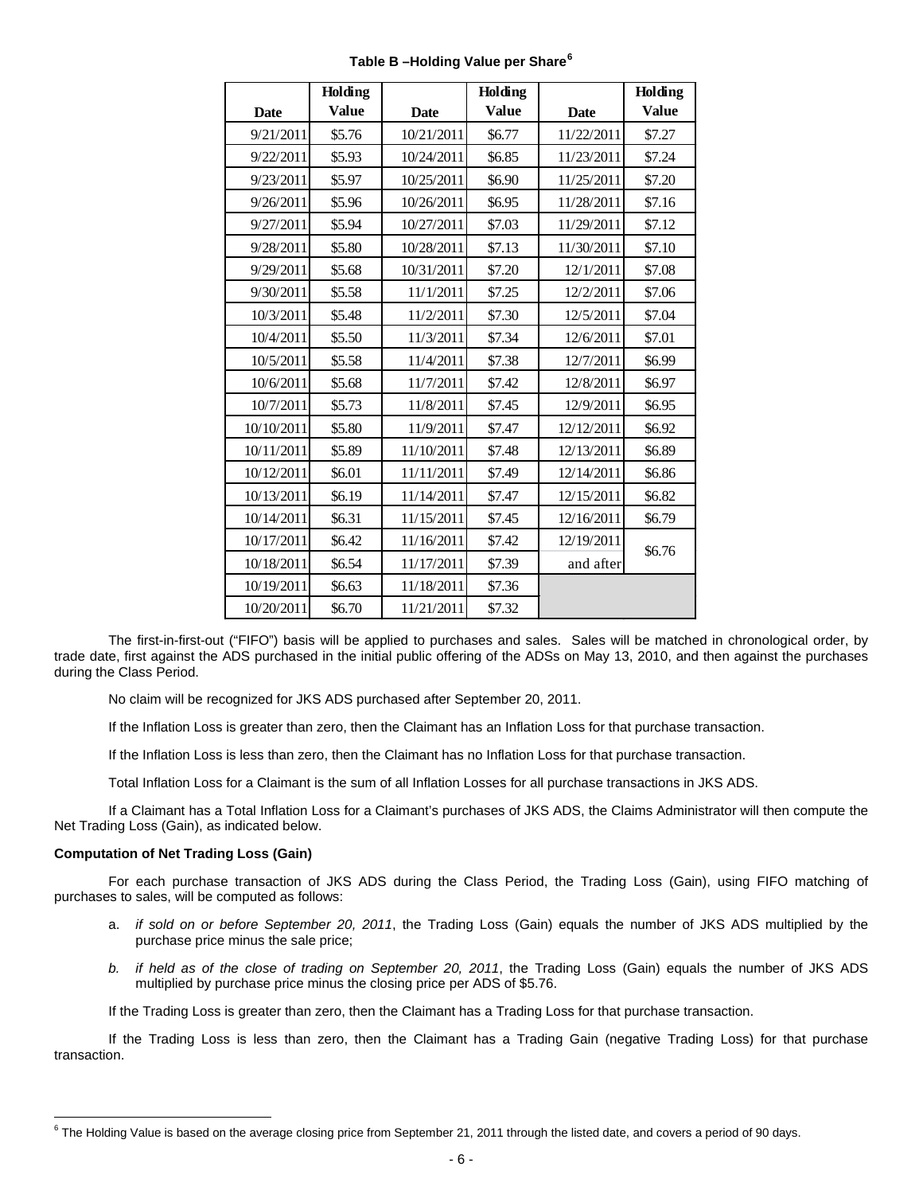**Table B –Holding Value per Share[6]**

| Date | Holding Value | Date | Holding Value | Date | Holding Value |
|---|---|---|---|---|---|
| 9/21/2011 | $5.76 | 10/21/2011 | $6.77 | 11/22/2011 | $7.27 |
| 9/22/2011 | $5.93 | 10/24/2011 | $6.85 | 11/23/2011 | $7.24 |
| 9/23/2011 | $5.97 | 10/25/2011 | $6.90 | 11/25/2011 | $7.20 |
| 9/26/2011 | $5.96 | 10/26/2011 | $6.95 | 11/28/2011 | $7.16 |
| 9/27/2011 | $5.94 | 10/27/2011 | $7.03 | 11/29/2011 | $7.12 |
| 9/28/2011 | $5.80 | 10/28/2011 | $7.13 | 11/30/2011 | $7.10 |
| 9/29/2011 | $5.68 | 10/31/2011 | $7.20 | 12/1/2011 | $7.08 |
| 9/30/2011 | $5.58 | 11/1/2011 | $7.25 | 12/2/2011 | $7.06 |
| 10/3/2011 | $5.48 | 11/2/2011 | $7.30 | 12/5/2011 | $7.04 |
| 10/4/2011 | $5.50 | 11/3/2011 | $7.34 | 12/6/2011 | $7.01 |
| 10/5/2011 | $5.58 | 11/4/2011 | $7.38 | 12/7/2011 | $6.99 |
| 10/6/2011 | $5.68 | 11/7/2011 | $7.42 | 12/8/2011 | $6.97 |
| 10/7/2011 | $5.73 | 11/8/2011 | $7.45 | 12/9/2011 | $6.95 |
| 10/10/2011 | $5.80 | 11/9/2011 | $7.47 | 12/12/2011 | $6.92 |
| 10/11/2011 | $5.89 | 11/10/2011 | $7.48 | 12/13/2011 | $6.89 |
| 10/12/2011 | $6.01 | 11/11/2011 | $7.49 | 12/14/2011 | $6.86 |
| 10/13/2011 | $6.19 | 11/14/2011 | $7.47 | 12/15/2011 | $6.82 |
| 10/14/2011 | $6.31 | 11/15/2011 | $7.45 | 12/16/2011 | $6.79 |
| 10/17/2011 | $6.42 | 11/16/2011 | $7.42 | 12/19/2011 and after | $6.76 |
| 10/18/2011 | $6.54 | 11/17/2011 | $7.39 | | |
| 10/19/2011 | $6.63 | 11/18/2011 | $7.36 | | |
| 10/20/2011 | $6.70 | 11/21/2011 | $7.32 | | |

The first-in-first-out ("FIFO") basis will be applied to purchases and sales. Sales will be matched in chronological order, by trade date, first against the ADS purchased in the initial public offering of the ADSs on May 13, 2010, and then against the purchases during the Class Period.

No claim will be recognized for JKS ADS purchased after September 20, 2011.

If the Inflation Loss is greater than zero, then the Claimant has an Inflation Loss for that purchase transaction.

If the Inflation Loss is less than zero, then the Claimant has no Inflation Loss for that purchase transaction.

Total Inflation Loss for a Claimant is the sum of all Inflation Losses for all purchase transactions in JKS ADS.

If a Claimant has a Total Inflation Loss for a Claimant's purchases of JKS ADS, the Claims Administrator will then compute the Net Trading Loss (Gain), as indicated below.

**Computation of Net Trading Loss (Gain)**

For each purchase transaction of JKS ADS during the Class Period, the Trading Loss (Gain), using FIFO matching of purchases to sales, will be computed as follows:

a. *if sold on or before September 20, 2011*, the Trading Loss (Gain) equals the number of JKS ADS multiplied by the purchase price minus the sale price;

b. *if held as of the close of trading on September 20, 2011*, the Trading Loss (Gain) equals the number of JKS ADS multiplied by purchase price minus the closing price per ADS of $5.76.

If the Trading Loss is greater than zero, then the Claimant has a Trading Loss for that purchase transaction.

If the Trading Loss is less than zero, then the Claimant has a Trading Gain (negative Trading Loss) for that purchase transaction.

---

[6] The Holding Value is based on the average closing price from September 21, 2011 through the listed date, and covers a period of 90 days.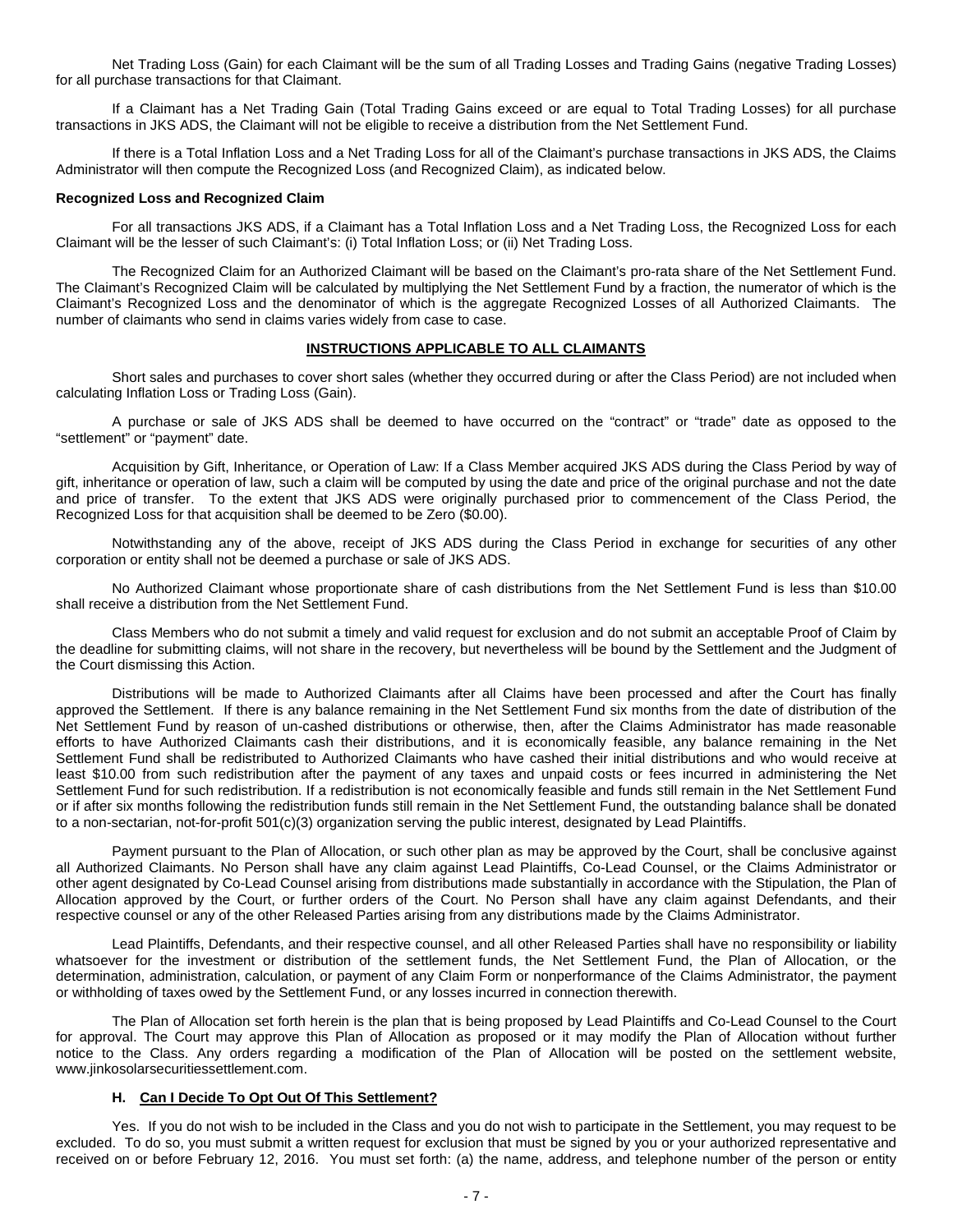Net Trading Loss (Gain) for each Claimant will be the sum of all Trading Losses and Trading Gains (negative Trading Losses) for all purchase transactions for that Claimant.

If a Claimant has a Net Trading Gain (Total Trading Gains exceed or are equal to Total Trading Losses) for all purchase transactions in JKS ADS, the Claimant will not be eligible to receive a distribution from the Net Settlement Fund.

If there is a Total Inflation Loss and a Net Trading Loss for all of the Claimant's purchase transactions in JKS ADS, the Claims Administrator will then compute the Recognized Loss (and Recognized Claim), as indicated below.

**Recognized Loss and Recognized Claim**

For all transactions JKS ADS, if a Claimant has a Total Inflation Loss and a Net Trading Loss, the Recognized Loss for each Claimant will be the lesser of such Claimant's: (i) Total Inflation Loss; or (ii) Net Trading Loss.

The Recognized Claim for an Authorized Claimant will be based on the Claimant's pro-rata share of the Net Settlement Fund. The Claimant's Recognized Claim will be calculated by multiplying the Net Settlement Fund by a fraction, the numerator of which is the Claimant's Recognized Loss and the denominator of which is the aggregate Recognized Losses of all Authorized Claimants. The number of claimants who send in claims varies widely from case to case.

**INSTRUCTIONS APPLICABLE TO ALL CLAIMANTS**

Short sales and purchases to cover short sales (whether they occurred during or after the Class Period) are not included when calculating Inflation Loss or Trading Loss (Gain).

A purchase or sale of JKS ADS shall be deemed to have occurred on the "contract" or "trade" date as opposed to the "settlement" or "payment" date.

Acquisition by Gift, Inheritance, or Operation of Law: If a Class Member acquired JKS ADS during the Class Period by way of gift, inheritance or operation of law, such a claim will be computed by using the date and price of the original purchase and not the date and price of transfer. To the extent that JKS ADS were originally purchased prior to commencement of the Class Period, the Recognized Loss for that acquisition shall be deemed to be Zero ($0.00).

Notwithstanding any of the above, receipt of JKS ADS during the Class Period in exchange for securities of any other corporation or entity shall not be deemed a purchase or sale of JKS ADS.

No Authorized Claimant whose proportionate share of cash distributions from the Net Settlement Fund is less than $10.00 shall receive a distribution from the Net Settlement Fund.

Class Members who do not submit a timely and valid request for exclusion and do not submit an acceptable Proof of Claim by the deadline for submitting claims, will not share in the recovery, but nevertheless will be bound by the Settlement and the Judgment of the Court dismissing this Action.

Distributions will be made to Authorized Claimants after all Claims have been processed and after the Court has finally approved the Settlement. If there is any balance remaining in the Net Settlement Fund six months from the date of distribution of the Net Settlement Fund by reason of un-cashed distributions or otherwise, then, after the Claims Administrator has made reasonable efforts to have Authorized Claimants cash their distributions, and it is economically feasible, any balance remaining in the Net Settlement Fund shall be redistributed to Authorized Claimants who have cashed their initial distributions and who would receive at least $10.00 from such redistribution after the payment of any taxes and unpaid costs or fees incurred in administering the Net Settlement Fund for such redistribution. If a redistribution is not economically feasible and funds still remain in the Net Settlement Fund or if after six months following the redistribution funds still remain in the Net Settlement Fund, the outstanding balance shall be donated to a non-sectarian, not-for-profit 501(c)(3) organization serving the public interest, designated by Lead Plaintiffs.

Payment pursuant to the Plan of Allocation, or such other plan as may be approved by the Court, shall be conclusive against all Authorized Claimants. No Person shall have any claim against Lead Plaintiffs, Co-Lead Counsel, or the Claims Administrator or other agent designated by Co-Lead Counsel arising from distributions made substantially in accordance with the Stipulation, the Plan of Allocation approved by the Court, or further orders of the Court. No Person shall have any claim against Defendants, and their respective counsel or any of the other Released Parties arising from any distributions made by the Claims Administrator.

Lead Plaintiffs, Defendants, and their respective counsel, and all other Released Parties shall have no responsibility or liability whatsoever for the investment or distribution of the settlement funds, the Net Settlement Fund, the Plan of Allocation, or the determination, administration, calculation, or payment of any Claim Form or nonperformance of the Claims Administrator, the payment or withholding of taxes owed by the Settlement Fund, or any losses incurred in connection therewith.

The Plan of Allocation set forth herein is the plan that is being proposed by Lead Plaintiffs and Co-Lead Counsel to the Court for approval. The Court may approve this Plan of Allocation as proposed or it may modify the Plan of Allocation without further notice to the Class. Any orders regarding a modification of the Plan of Allocation will be posted on the settlement website, www.jinkosolarsecuritiessettlement.com.

### H. Can I Decide To Opt Out Of This Settlement?

Yes. If you do not wish to be included in the Class and you do not wish to participate in the Settlement, you may request to be excluded. To do so, you must submit a written request for exclusion that must be signed by you or your authorized representative and received on or before February 12, 2016. You must set forth: (a) the name, address, and telephone number of the person or entity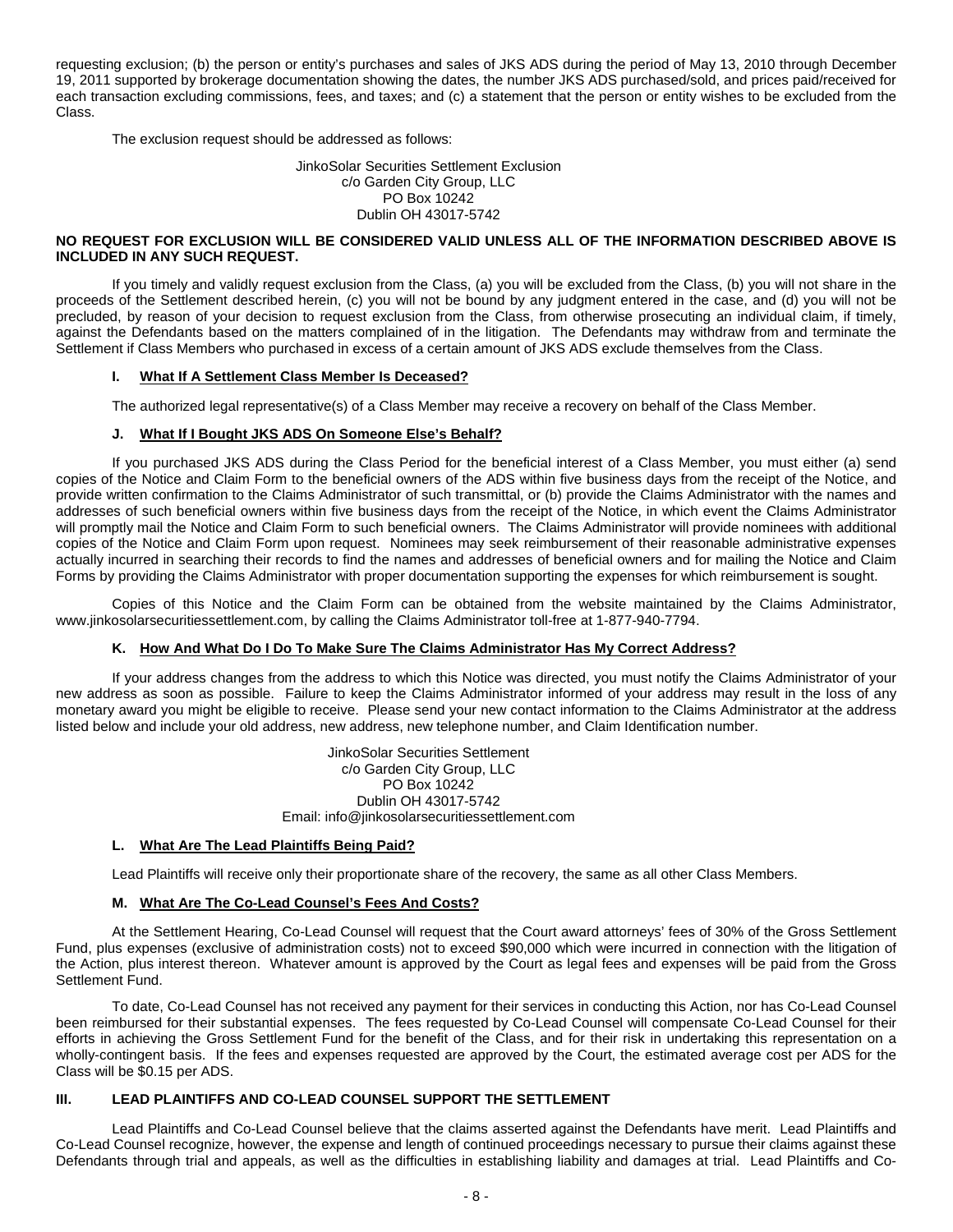requesting exclusion; (b) the person or entity's purchases and sales of JKS ADS during the period of May 13, 2010 through December 19, 2011 supported by brokerage documentation showing the dates, the number JKS ADS purchased/sold, and prices paid/received for each transaction excluding commissions, fees, and taxes; and (c) a statement that the person or entity wishes to be excluded from the Class.

The exclusion request should be addressed as follows:

JinkoSolar Securities Settlement Exclusion
c/o Garden City Group, LLC
PO Box 10242
Dublin OH 43017-5742

**NO REQUEST FOR EXCLUSION WILL BE CONSIDERED VALID UNLESS ALL OF THE INFORMATION DESCRIBED ABOVE IS INCLUDED IN ANY SUCH REQUEST.**

If you timely and validly request exclusion from the Class, (a) you will be excluded from the Class, (b) you will not share in the proceeds of the Settlement described herein, (c) you will not be bound by any judgment entered in the case, and (d) you will not be precluded, by reason of your decision to request exclusion from the Class, from otherwise prosecuting an individual claim, if timely, against the Defendants based on the matters complained of in the litigation. The Defendants may withdraw from and terminate the Settlement if Class Members who purchased in excess of a certain amount of JKS ADS exclude themselves from the Class.

### I. What If A Settlement Class Member Is Deceased?

The authorized legal representative(s) of a Class Member may receive a recovery on behalf of the Class Member.

### J. What If I Bought JKS ADS On Someone Else's Behalf?

If you purchased JKS ADS during the Class Period for the beneficial interest of a Class Member, you must either (a) send copies of the Notice and Claim Form to the beneficial owners of the ADS within five business days from the receipt of the Notice, and provide written confirmation to the Claims Administrator of such transmittal, or (b) provide the Claims Administrator with the names and addresses of such beneficial owners within five business days from the receipt of the Notice, in which event the Claims Administrator will promptly mail the Notice and Claim Form to such beneficial owners. The Claims Administrator will provide nominees with additional copies of the Notice and Claim Form upon request. Nominees may seek reimbursement of their reasonable administrative expenses actually incurred in searching their records to find the names and addresses of beneficial owners and for mailing the Notice and Claim Forms by providing the Claims Administrator with proper documentation supporting the expenses for which reimbursement is sought.

Copies of this Notice and the Claim Form can be obtained from the website maintained by the Claims Administrator, www.jinkosolarsecuritiessettlement.com, by calling the Claims Administrator toll-free at 1-877-940-7794.

### K. How And What Do I Do To Make Sure The Claims Administrator Has My Correct Address?

If your address changes from the address to which this Notice was directed, you must notify the Claims Administrator of your new address as soon as possible. Failure to keep the Claims Administrator informed of your address may result in the loss of any monetary award you might be eligible to receive. Please send your new contact information to the Claims Administrator at the address listed below and include your old address, new address, new telephone number, and Claim Identification number.

JinkoSolar Securities Settlement
c/o Garden City Group, LLC
PO Box 10242
Dublin OH 43017-5742
Email: info@jinkosolarsecuritiessettlement.com

### L. What Are The Lead Plaintiffs Being Paid?

Lead Plaintiffs will receive only their proportionate share of the recovery, the same as all other Class Members.

### M. What Are The Co-Lead Counsel's Fees And Costs?

At the Settlement Hearing, Co-Lead Counsel will request that the Court award attorneys' fees of 30% of the Gross Settlement Fund, plus expenses (exclusive of administration costs) not to exceed $90,000 which were incurred in connection with the litigation of the Action, plus interest thereon. Whatever amount is approved by the Court as legal fees and expenses will be paid from the Gross Settlement Fund.

To date, Co-Lead Counsel has not received any payment for their services in conducting this Action, nor has Co-Lead Counsel been reimbursed for their substantial expenses. The fees requested by Co-Lead Counsel will compensate Co-Lead Counsel for their efforts in achieving the Gross Settlement Fund for the benefit of the Class, and for their risk in undertaking this representation on a wholly-contingent basis. If the fees and expenses requested are approved by the Court, the estimated average cost per ADS for the Class will be $0.15 per ADS.

## III. LEAD PLAINTIFFS AND CO-LEAD COUNSEL SUPPORT THE SETTLEMENT

Lead Plaintiffs and Co-Lead Counsel believe that the claims asserted against the Defendants have merit. Lead Plaintiffs and Co-Lead Counsel recognize, however, the expense and length of continued proceedings necessary to pursue their claims against these Defendants through trial and appeals, as well as the difficulties in establishing liability and damages at trial. Lead Plaintiffs and Co-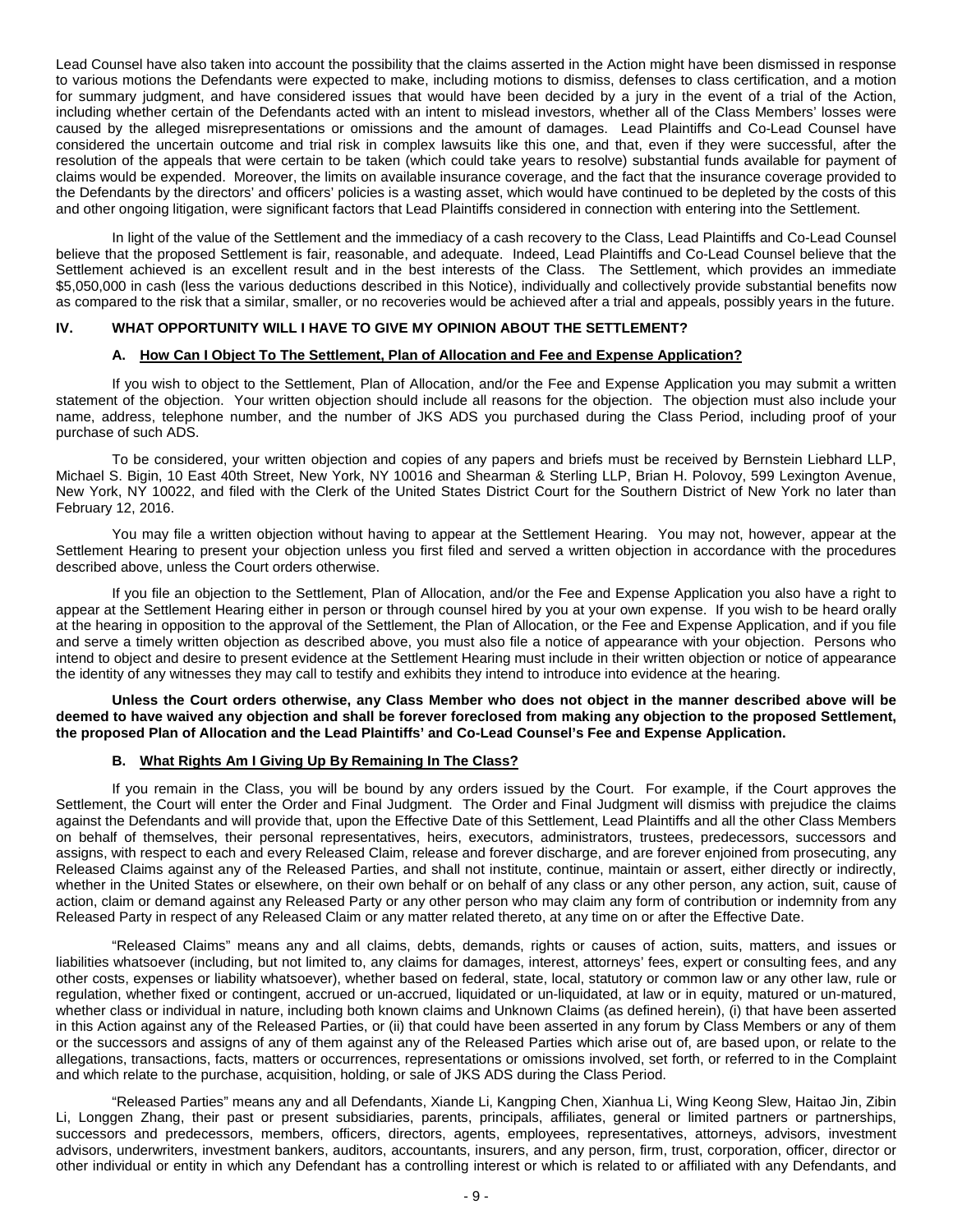Lead Counsel have also taken into account the possibility that the claims asserted in the Action might have been dismissed in response to various motions the Defendants were expected to make, including motions to dismiss, defenses to class certification, and a motion for summary judgment, and have considered issues that would have been decided by a jury in the event of a trial of the Action, including whether certain of the Defendants acted with an intent to mislead investors, whether all of the Class Members' losses were caused by the alleged misrepresentations or omissions and the amount of damages. Lead Plaintiffs and Co-Lead Counsel have considered the uncertain outcome and trial risk in complex lawsuits like this one, and that, even if they were successful, after the resolution of the appeals that were certain to be taken (which could take years to resolve) substantial funds available for payment of claims would be expended. Moreover, the limits on available insurance coverage, and the fact that the insurance coverage provided to the Defendants by the directors' and officers' policies is a wasting asset, which would have continued to be depleted by the costs of this and other ongoing litigation, were significant factors that Lead Plaintiffs considered in connection with entering into the Settlement.

In light of the value of the Settlement and the immediacy of a cash recovery to the Class, Lead Plaintiffs and Co-Lead Counsel believe that the proposed Settlement is fair, reasonable, and adequate. Indeed, Lead Plaintiffs and Co-Lead Counsel believe that the Settlement achieved is an excellent result and in the best interests of the Class. The Settlement, which provides an immediate $5,050,000 in cash (less the various deductions described in this Notice), individually and collectively provide substantial benefits now as compared to the risk that a similar, smaller, or no recoveries would be achieved after a trial and appeals, possibly years in the future.

## IV. WHAT OPPORTUNITY WILL I HAVE TO GIVE MY OPINION ABOUT THE SETTLEMENT?

### A. How Can I Object To The Settlement, Plan of Allocation and Fee and Expense Application?

If you wish to object to the Settlement, Plan of Allocation, and/or the Fee and Expense Application you may submit a written statement of the objection. Your written objection should include all reasons for the objection. The objection must also include your name, address, telephone number, and the number of JKS ADS you purchased during the Class Period, including proof of your purchase of such ADS.

To be considered, your written objection and copies of any papers and briefs must be received by Bernstein Liebhard LLP, Michael S. Bigin, 10 East 40th Street, New York, NY 10016 and Shearman & Sterling LLP, Brian H. Polovoy, 599 Lexington Avenue, New York, NY 10022, and filed with the Clerk of the United States District Court for the Southern District of New York no later than February 12, 2016.

You may file a written objection without having to appear at the Settlement Hearing. You may not, however, appear at the Settlement Hearing to present your objection unless you first filed and served a written objection in accordance with the procedures described above, unless the Court orders otherwise.

If you file an objection to the Settlement, Plan of Allocation, and/or the Fee and Expense Application you also have a right to appear at the Settlement Hearing either in person or through counsel hired by you at your own expense. If you wish to be heard orally at the hearing in opposition to the approval of the Settlement, the Plan of Allocation, or the Fee and Expense Application, and if you file and serve a timely written objection as described above, you must also file a notice of appearance with your objection. Persons who intend to object and desire to present evidence at the Settlement Hearing must include in their written objection or notice of appearance the identity of any witnesses they may call to testify and exhibits they intend to introduce into evidence at the hearing.

**Unless the Court orders otherwise, any Class Member who does not object in the manner described above will be deemed to have waived any objection and shall be forever foreclosed from making any objection to the proposed Settlement, the proposed Plan of Allocation and the Lead Plaintiffs' and Co-Lead Counsel's Fee and Expense Application.**

### B. What Rights Am I Giving Up By Remaining In The Class?

If you remain in the Class, you will be bound by any orders issued by the Court. For example, if the Court approves the Settlement, the Court will enter the Order and Final Judgment. The Order and Final Judgment will dismiss with prejudice the claims against the Defendants and will provide that, upon the Effective Date of this Settlement, Lead Plaintiffs and all the other Class Members on behalf of themselves, their personal representatives, heirs, executors, administrators, trustees, predecessors, successors and assigns, with respect to each and every Released Claim, release and forever discharge, and are forever enjoined from prosecuting, any Released Claims against any of the Released Parties, and shall not institute, continue, maintain or assert, either directly or indirectly, whether in the United States or elsewhere, on their own behalf or on behalf of any class or any other person, any action, suit, cause of action, claim or demand against any Released Party or any other person who may claim any form of contribution or indemnity from any Released Party in respect of any Released Claim or any matter related thereto, at any time on or after the Effective Date.

"Released Claims" means any and all claims, debts, demands, rights or causes of action, suits, matters, and issues or liabilities whatsoever (including, but not limited to, any claims for damages, interest, attorneys' fees, expert or consulting fees, and any other costs, expenses or liability whatsoever), whether based on federal, state, local, statutory or common law or any other law, rule or regulation, whether fixed or contingent, accrued or un-accrued, liquidated or un-liquidated, at law or in equity, matured or un-matured, whether class or individual in nature, including both known claims and Unknown Claims (as defined herein), (i) that have been asserted in this Action against any of the Released Parties, or (ii) that could have been asserted in any forum by Class Members or any of them or the successors and assigns of any of them against any of the Released Parties which arise out of, are based upon, or relate to the allegations, transactions, facts, matters or occurrences, representations or omissions involved, set forth, or referred to in the Complaint and which relate to the purchase, acquisition, holding, or sale of JKS ADS during the Class Period.

"Released Parties" means any and all Defendants, Xiande Li, Kangping Chen, Xianhua Li, Wing Keong Slew, Haitao Jin, Zibin Li, Longgen Zhang, their past or present subsidiaries, parents, principals, affiliates, general or limited partners or partnerships, successors and predecessors, members, officers, directors, agents, employees, representatives, attorneys, advisors, investment advisors, underwriters, investment bankers, auditors, accountants, insurers, and any person, firm, trust, corporation, officer, director or other individual or entity in which any Defendant has a controlling interest or which is related to or affiliated with any Defendants, and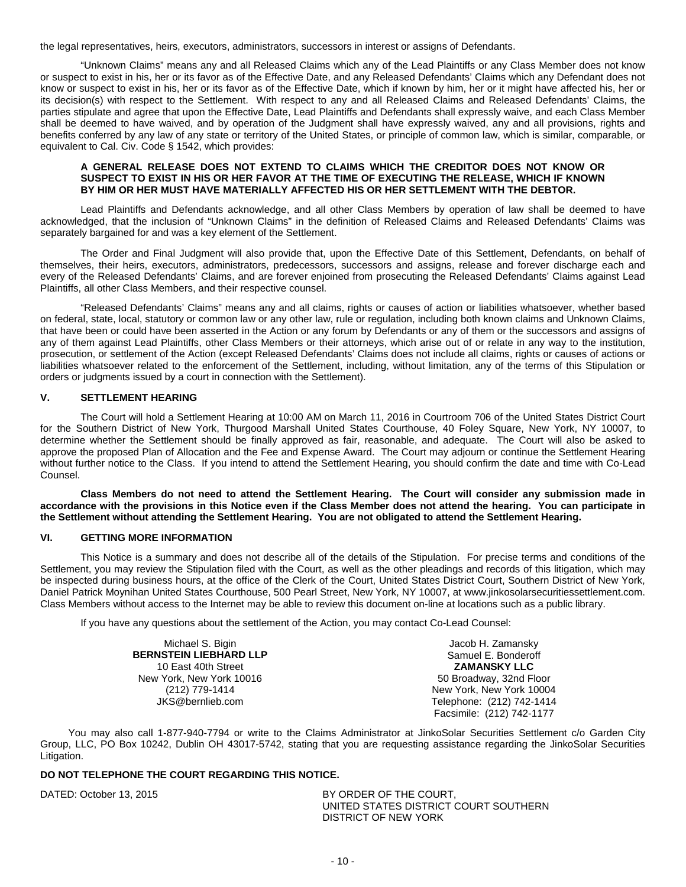the legal representatives, heirs, executors, administrators, successors in interest or assigns of Defendants.

"Unknown Claims" means any and all Released Claims which any of the Lead Plaintiffs or any Class Member does not know or suspect to exist in his, her or its favor as of the Effective Date, and any Released Defendants' Claims which any Defendant does not know or suspect to exist in his, her or its favor as of the Effective Date, which if known by him, her or it might have affected his, her or its decision(s) with respect to the Settlement. With respect to any and all Released Claims and Released Defendants' Claims, the parties stipulate and agree that upon the Effective Date, Lead Plaintiffs and Defendants shall expressly waive, and each Class Member shall be deemed to have waived, and by operation of the Judgment shall have expressly waived, any and all provisions, rights and benefits conferred by any law of any state or territory of the United States, or principle of common law, which is similar, comparable, or equivalent to Cal. Civ. Code § 1542, which provides:

**A GENERAL RELEASE DOES NOT EXTEND TO CLAIMS WHICH THE CREDITOR DOES NOT KNOW OR SUSPECT TO EXIST IN HIS OR HER FAVOR AT THE TIME OF EXECUTING THE RELEASE, WHICH IF KNOWN BY HIM OR HER MUST HAVE MATERIALLY AFFECTED HIS OR HER SETTLEMENT WITH THE DEBTOR.**

Lead Plaintiffs and Defendants acknowledge, and all other Class Members by operation of law shall be deemed to have acknowledged, that the inclusion of "Unknown Claims" in the definition of Released Claims and Released Defendants' Claims was separately bargained for and was a key element of the Settlement.

The Order and Final Judgment will also provide that, upon the Effective Date of this Settlement, Defendants, on behalf of themselves, their heirs, executors, administrators, predecessors, successors and assigns, release and forever discharge each and every of the Released Defendants' Claims, and are forever enjoined from prosecuting the Released Defendants' Claims against Lead Plaintiffs, all other Class Members, and their respective counsel.

"Released Defendants' Claims" means any and all claims, rights or causes of action or liabilities whatsoever, whether based on federal, state, local, statutory or common law or any other law, rule or regulation, including both known claims and Unknown Claims, that have been or could have been asserted in the Action or any forum by Defendants or any of them or the successors and assigns of any of them against Lead Plaintiffs, other Class Members or their attorneys, which arise out of or relate in any way to the institution, prosecution, or settlement of the Action (except Released Defendants' Claims does not include all claims, rights or causes of actions or liabilities whatsoever related to the enforcement of the Settlement, including, without limitation, any of the terms of this Stipulation or orders or judgments issued by a court in connection with the Settlement).

## V. SETTLEMENT HEARING

The Court will hold a Settlement Hearing at 10:00 AM on March 11, 2016 in Courtroom 706 of the United States District Court for the Southern District of New York, Thurgood Marshall United States Courthouse, 40 Foley Square, New York, NY 10007, to determine whether the Settlement should be finally approved as fair, reasonable, and adequate. The Court will also be asked to approve the proposed Plan of Allocation and the Fee and Expense Award. The Court may adjourn or continue the Settlement Hearing without further notice to the Class. If you intend to attend the Settlement Hearing, you should confirm the date and time with Co-Lead Counsel.

**Class Members do not need to attend the Settlement Hearing. The Court will consider any submission made in accordance with the provisions in this Notice even if the Class Member does not attend the hearing. You can participate in the Settlement without attending the Settlement Hearing. You are not obligated to attend the Settlement Hearing.**

## VI. GETTING MORE INFORMATION

This Notice is a summary and does not describe all of the details of the Stipulation. For precise terms and conditions of the Settlement, you may review the Stipulation filed with the Court, as well as the other pleadings and records of this litigation, which may be inspected during business hours, at the office of the Clerk of the Court, United States District Court, Southern District of New York, Daniel Patrick Moynihan United States Courthouse, 500 Pearl Street, New York, NY 10007, at www.jinkosolarsecuritiessettlement.com. Class Members without access to the Internet may be able to review this document on-line at locations such as a public library.

If you have any questions about the settlement of the Action, you may contact Co-Lead Counsel:

Michael S. Bigin
**BERNSTEIN LIEBHARD LLP**
10 East 40th Street
New York, New York 10016
(212) 779-1414
JKS@bernlieb.com

Jacob H. Zamansky
Samuel E. Bonderoff
**ZAMANSKY LLC**
50 Broadway, 32nd Floor
New York, New York 10004
Telephone: (212) 742-1414
Facsimile: (212) 742-1177

You may also call 1-877-940-7794 or write to the Claims Administrator at JinkoSolar Securities Settlement c/o Garden City Group, LLC, PO Box 10242, Dublin OH 43017-5742, stating that you are requesting assistance regarding the JinkoSolar Securities Litigation.

**DO NOT TELEPHONE THE COURT REGARDING THIS NOTICE.**

DATED: October 13, 2015

BY ORDER OF THE COURT,
UNITED STATES DISTRICT COURT SOUTHERN DISTRICT OF NEW YORK